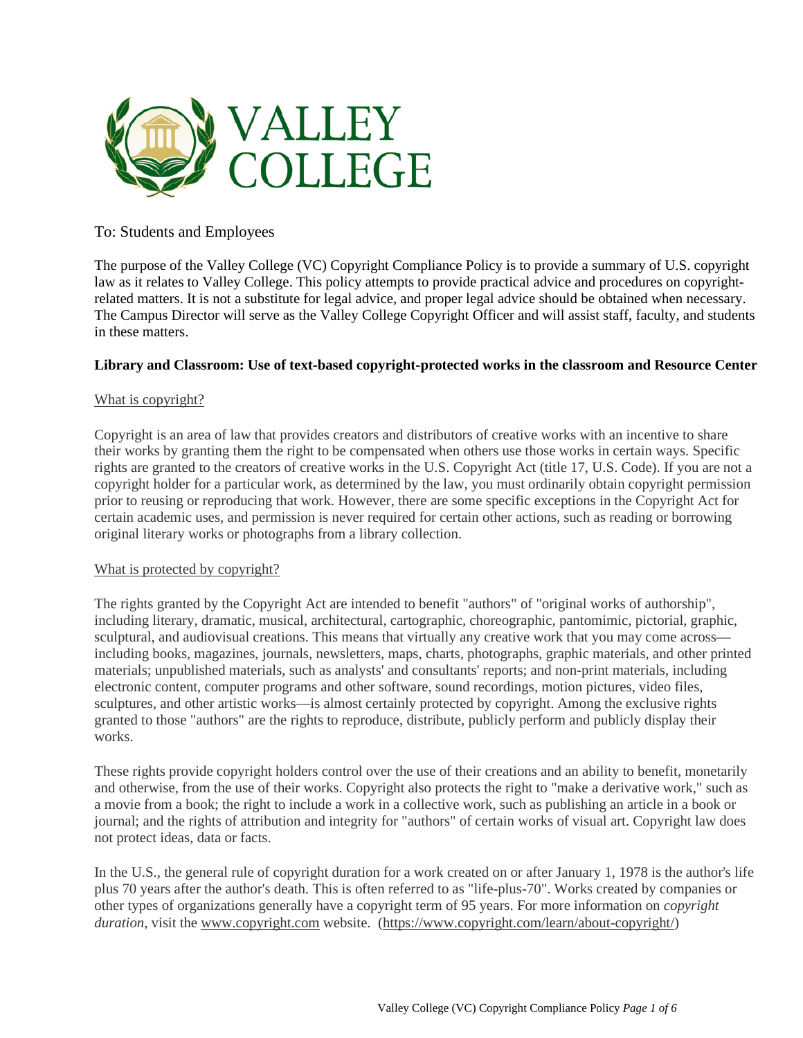# VALLEY COLLEGE

To: Students and Employees

The purpose of the Valley College (VC) Copyright Compliance Policy is to provide a summary of U.S. copyright law as it relates to Valley College. This policy attempts to provide practical advice and procedures on copyright-related matters. It is not a substitute for legal advice, and proper legal advice should be obtained when necessary. The Campus Director will serve as the Valley College Copyright Officer and will assist staff, faculty, and students in these matters.

**Library and Classroom: Use of text-based copyright-protected works in the classroom and Resource Center**

<u>What is copyright?</u>

Copyright is an area of law that provides creators and distributors of creative works with an incentive to share their works by granting them the right to be compensated when others use those works in certain ways. Specific rights are granted to the creators of creative works in the U.S. Copyright Act (title 17, U.S. Code). If you are not a copyright holder for a particular work, as determined by the law, you must ordinarily obtain copyright permission prior to reusing or reproducing that work. However, there are some specific exceptions in the Copyright Act for certain academic uses, and permission is never required for certain other actions, such as reading or borrowing original literary works or photographs from a library collection.

<u>What is protected by copyright?</u>

The rights granted by the Copyright Act are intended to benefit "authors" of "original works of authorship", including literary, dramatic, musical, architectural, cartographic, choreographic, pantomimic, pictorial, graphic, sculptural, and audiovisual creations. This means that virtually any creative work that you may come across—including books, magazines, journals, newsletters, maps, charts, photographs, graphic materials, and other printed materials; unpublished materials, such as analysts' and consultants' reports; and non-print materials, including electronic content, computer programs and other software, sound recordings, motion pictures, video files, sculptures, and other artistic works—is almost certainly protected by copyright. Among the exclusive rights granted to those "authors" are the rights to reproduce, distribute, publicly perform and publicly display their works.

These rights provide copyright holders control over the use of their creations and an ability to benefit, monetarily and otherwise, from the use of their works. Copyright also protects the right to "make a derivative work," such as a movie from a book; the right to include a work in a collective work, such as publishing an article in a book or journal; and the rights of attribution and integrity for "authors" of certain works of visual art. Copyright law does not protect ideas, data or facts.

In the U.S., the general rule of copyright duration for a work created on or after January 1, 1978 is the author's life plus 70 years after the author's death. This is often referred to as "life-plus-70". Works created by companies or other types of organizations generally have a copyright term of 95 years. For more information on *copyright duration*, visit the www.copyright.com website. (https://www.copyright.com/learn/about-copyright/)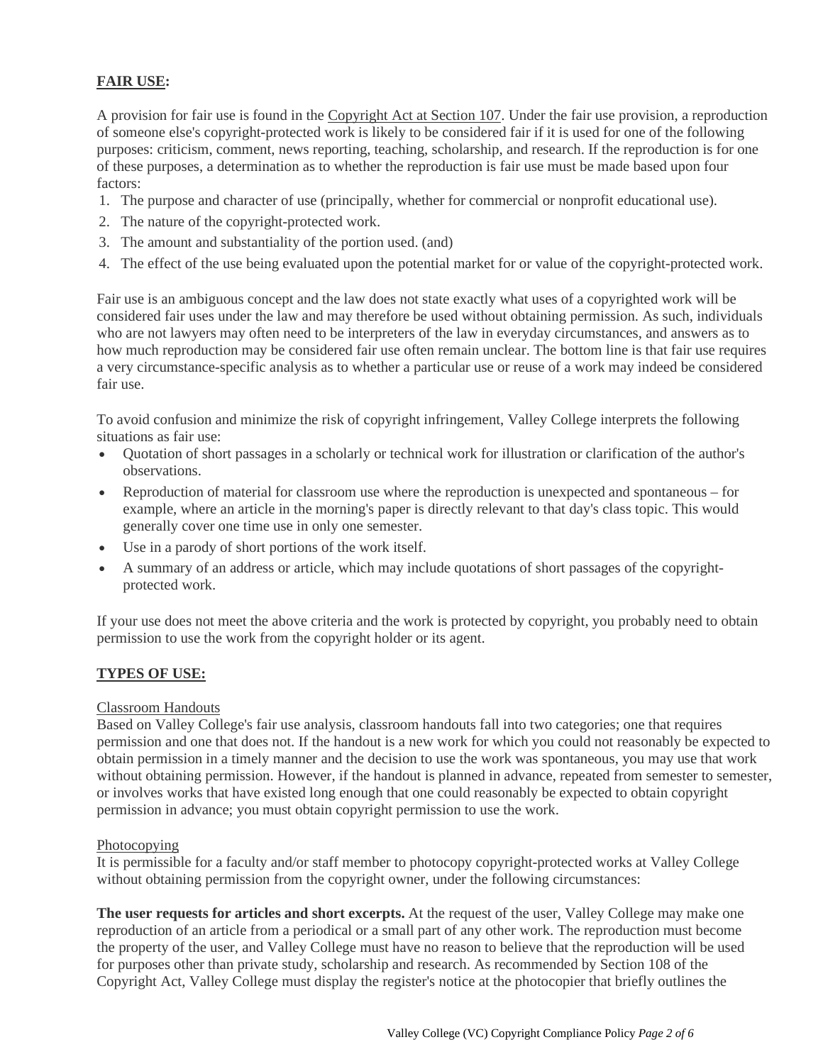## FAIR USE:

A provision for fair use is found in the Copyright Act at Section 107. Under the fair use provision, a reproduction of someone else's copyright-protected work is likely to be considered fair if it is used for one of the following purposes: criticism, comment, news reporting, teaching, scholarship, and research. If the reproduction is for one of these purposes, a determination as to whether the reproduction is fair use must be made based upon four factors:

1. The purpose and character of use (principally, whether for commercial or nonprofit educational use).
2. The nature of the copyright-protected work.
3. The amount and substantiality of the portion used. (and)
4. The effect of the use being evaluated upon the potential market for or value of the copyright-protected work.

Fair use is an ambiguous concept and the law does not state exactly what uses of a copyrighted work will be considered fair uses under the law and may therefore be used without obtaining permission. As such, individuals who are not lawyers may often need to be interpreters of the law in everyday circumstances, and answers as to how much reproduction may be considered fair use often remain unclear. The bottom line is that fair use requires a very circumstance-specific analysis as to whether a particular use or reuse of a work may indeed be considered fair use.

To avoid confusion and minimize the risk of copyright infringement, Valley College interprets the following situations as fair use:

- Quotation of short passages in a scholarly or technical work for illustration or clarification of the author's observations.
- Reproduction of material for classroom use where the reproduction is unexpected and spontaneous – for example, where an article in the morning's paper is directly relevant to that day's class topic. This would generally cover one time use in only one semester.
- Use in a parody of short portions of the work itself.
- A summary of an address or article, which may include quotations of short passages of the copyright-protected work.

If your use does not meet the above criteria and the work is protected by copyright, you probably need to obtain permission to use the work from the copyright holder or its agent.

## TYPES OF USE:

### Classroom Handouts

Based on Valley College's fair use analysis, classroom handouts fall into two categories; one that requires permission and one that does not. If the handout is a new work for which you could not reasonably be expected to obtain permission in a timely manner and the decision to use the work was spontaneous, you may use that work without obtaining permission. However, if the handout is planned in advance, repeated from semester to semester, or involves works that have existed long enough that one could reasonably be expected to obtain copyright permission in advance; you must obtain copyright permission to use the work.

### Photocopying

It is permissible for a faculty and/or staff member to photocopy copyright-protected works at Valley College without obtaining permission from the copyright owner, under the following circumstances:

**The user requests for articles and short excerpts.** At the request of the user, Valley College may make one reproduction of an article from a periodical or a small part of any other work. The reproduction must become the property of the user, and Valley College must have no reason to believe that the reproduction will be used for purposes other than private study, scholarship and research. As recommended by Section 108 of the Copyright Act, Valley College must display the register's notice at the photocopier that briefly outlines the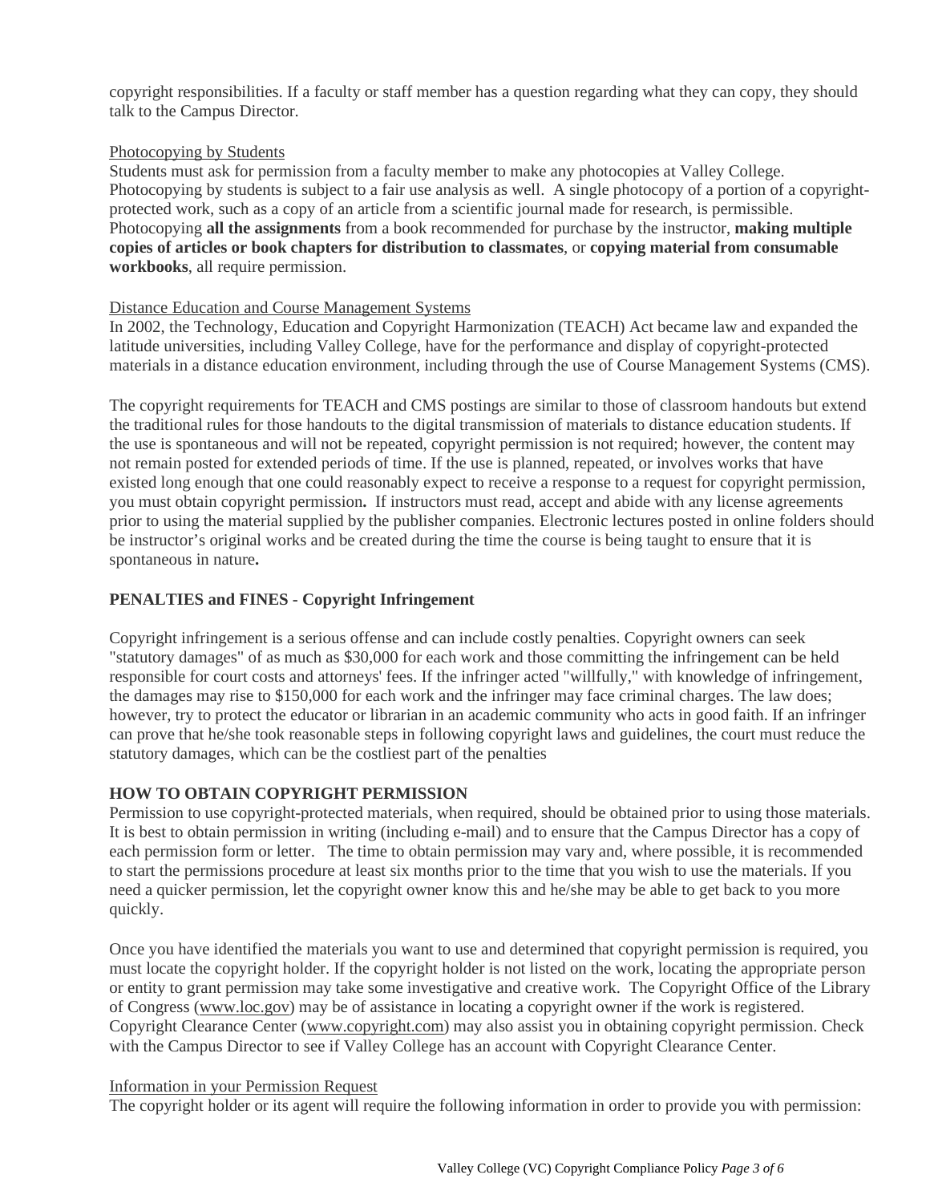copyright responsibilities. If a faculty or staff member has a question regarding what they can copy, they should talk to the Campus Director.

Photocopying by Students

Students must ask for permission from a faculty member to make any photocopies at Valley College. Photocopying by students is subject to a fair use analysis as well. A single photocopy of a portion of a copyright-protected work, such as a copy of an article from a scientific journal made for research, is permissible. Photocopying **all the assignments** from a book recommended for purchase by the instructor, **making multiple copies of articles or book chapters for distribution to classmates**, or **copying material from consumable workbooks**, all require permission.

Distance Education and Course Management Systems

In 2002, the Technology, Education and Copyright Harmonization (TEACH) Act became law and expanded the latitude universities, including Valley College, have for the performance and display of copyright-protected materials in a distance education environment, including through the use of Course Management Systems (CMS).

The copyright requirements for TEACH and CMS postings are similar to those of classroom handouts but extend the traditional rules for those handouts to the digital transmission of materials to distance education students. If the use is spontaneous and will not be repeated, copyright permission is not required; however, the content may not remain posted for extended periods of time. If the use is planned, repeated, or involves works that have existed long enough that one could reasonably expect to receive a response to a request for copyright permission, you must obtain copyright permission**.** If instructors must read, accept and abide with any license agreements prior to using the material supplied by the publisher companies. Electronic lectures posted in online folders should be instructor's original works and be created during the time the course is being taught to ensure that it is spontaneous in nature**.**

## PENALTIES and FINES - Copyright Infringement

Copyright infringement is a serious offense and can include costly penalties. Copyright owners can seek "statutory damages" of as much as $30,000 for each work and those committing the infringement can be held responsible for court costs and attorneys' fees. If the infringer acted "willfully," with knowledge of infringement, the damages may rise to $150,000 for each work and the infringer may face criminal charges. The law does; however, try to protect the educator or librarian in an academic community who acts in good faith. If an infringer can prove that he/she took reasonable steps in following copyright laws and guidelines, the court must reduce the statutory damages, which can be the costliest part of the penalties

## HOW TO OBTAIN COPYRIGHT PERMISSION

Permission to use copyright-protected materials, when required, should be obtained prior to using those materials. It is best to obtain permission in writing (including e-mail) and to ensure that the Campus Director has a copy of each permission form or letter. The time to obtain permission may vary and, where possible, it is recommended to start the permissions procedure at least six months prior to the time that you wish to use the materials. If you need a quicker permission, let the copyright owner know this and he/she may be able to get back to you more quickly.

Once you have identified the materials you want to use and determined that copyright permission is required, you must locate the copyright holder. If the copyright holder is not listed on the work, locating the appropriate person or entity to grant permission may take some investigative and creative work. The Copyright Office of the Library of Congress (www.loc.gov) may be of assistance in locating a copyright owner if the work is registered. Copyright Clearance Center (www.copyright.com) may also assist you in obtaining copyright permission. Check with the Campus Director to see if Valley College has an account with Copyright Clearance Center.

Information in your Permission Request

The copyright holder or its agent will require the following information in order to provide you with permission: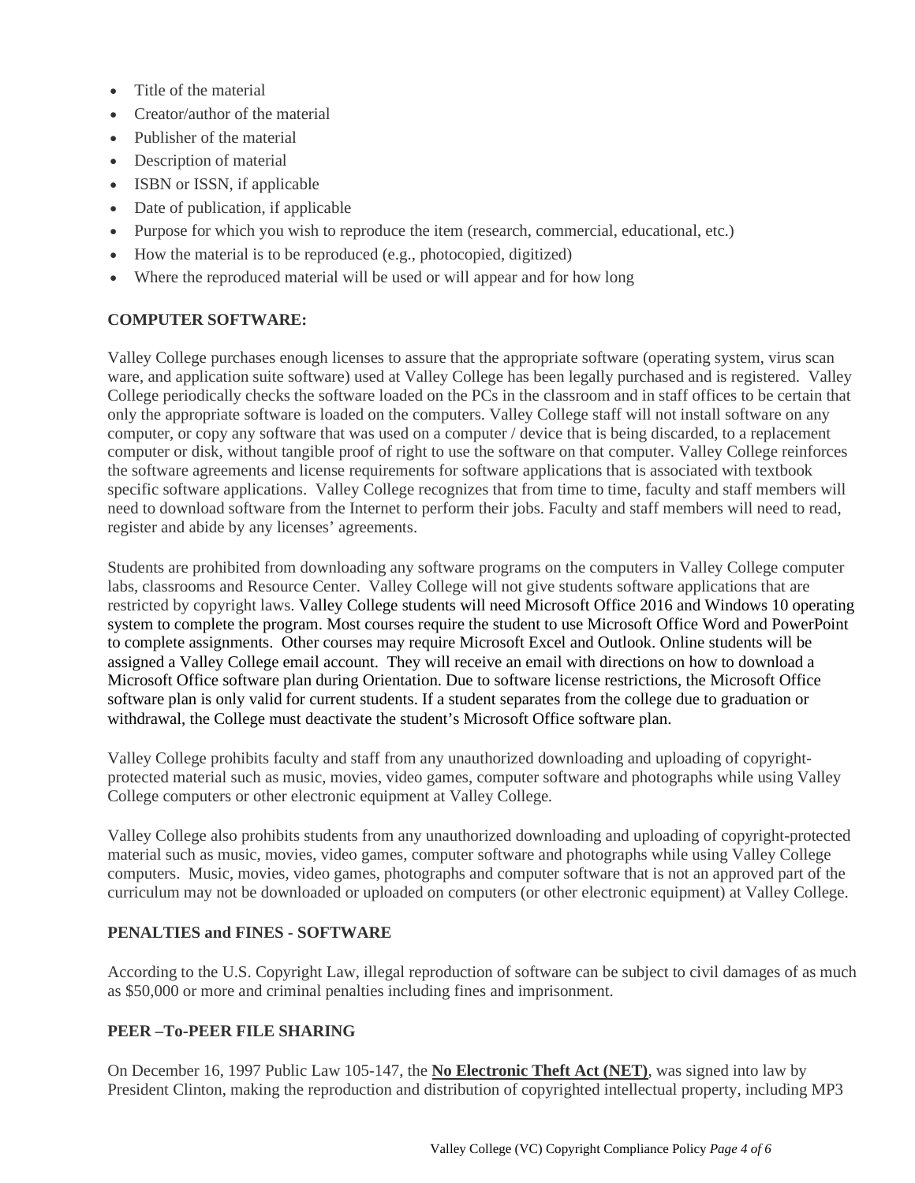- Title of the material
- Creator/author of the material
- Publisher of the material
- Description of material
- ISBN or ISSN, if applicable
- Date of publication, if applicable
- Purpose for which you wish to reproduce the item (research, commercial, educational, etc.)
- How the material is to be reproduced (e.g., photocopied, digitized)
- Where the reproduced material will be used or will appear and for how long

**COMPUTER SOFTWARE:**

Valley College purchases enough licenses to assure that the appropriate software (operating system, virus scan ware, and application suite software) used at Valley College has been legally purchased and is registered. Valley College periodically checks the software loaded on the PCs in the classroom and in staff offices to be certain that only the appropriate software is loaded on the computers. Valley College staff will not install software on any computer, or copy any software that was used on a computer / device that is being discarded, to a replacement computer or disk, without tangible proof of right to use the software on that computer. Valley College reinforces the software agreements and license requirements for software applications that is associated with textbook specific software applications. Valley College recognizes that from time to time, faculty and staff members will need to download software from the Internet to perform their jobs. Faculty and staff members will need to read, register and abide by any licenses' agreements.

Students are prohibited from downloading any software programs on the computers in Valley College computer labs, classrooms and Resource Center. Valley College will not give students software applications that are restricted by copyright laws. Valley College students will need Microsoft Office 2016 and Windows 10 operating system to complete the program. Most courses require the student to use Microsoft Office Word and PowerPoint to complete assignments. Other courses may require Microsoft Excel and Outlook. Online students will be assigned a Valley College email account. They will receive an email with directions on how to download a Microsoft Office software plan during Orientation. Due to software license restrictions, the Microsoft Office software plan is only valid for current students. If a student separates from the college due to graduation or withdrawal, the College must deactivate the student's Microsoft Office software plan.

Valley College prohibits faculty and staff from any unauthorized downloading and uploading of copyright-protected material such as music, movies, video games, computer software and photographs while using Valley College computers or other electronic equipment at Valley College.

Valley College also prohibits students from any unauthorized downloading and uploading of copyright-protected material such as music, movies, video games, computer software and photographs while using Valley College computers. Music, movies, video games, photographs and computer software that is not an approved part of the curriculum may not be downloaded or uploaded on computers (or other electronic equipment) at Valley College.

**PENALTIES and FINES - SOFTWARE**

According to the U.S. Copyright Law, illegal reproduction of software can be subject to civil damages of as much as $50,000 or more and criminal penalties including fines and imprisonment.

**PEER –To-PEER FILE SHARING**

On December 16, 1997 Public Law 105-147, the **No Electronic Theft Act (NET)**, was signed into law by President Clinton, making the reproduction and distribution of copyrighted intellectual property, including MP3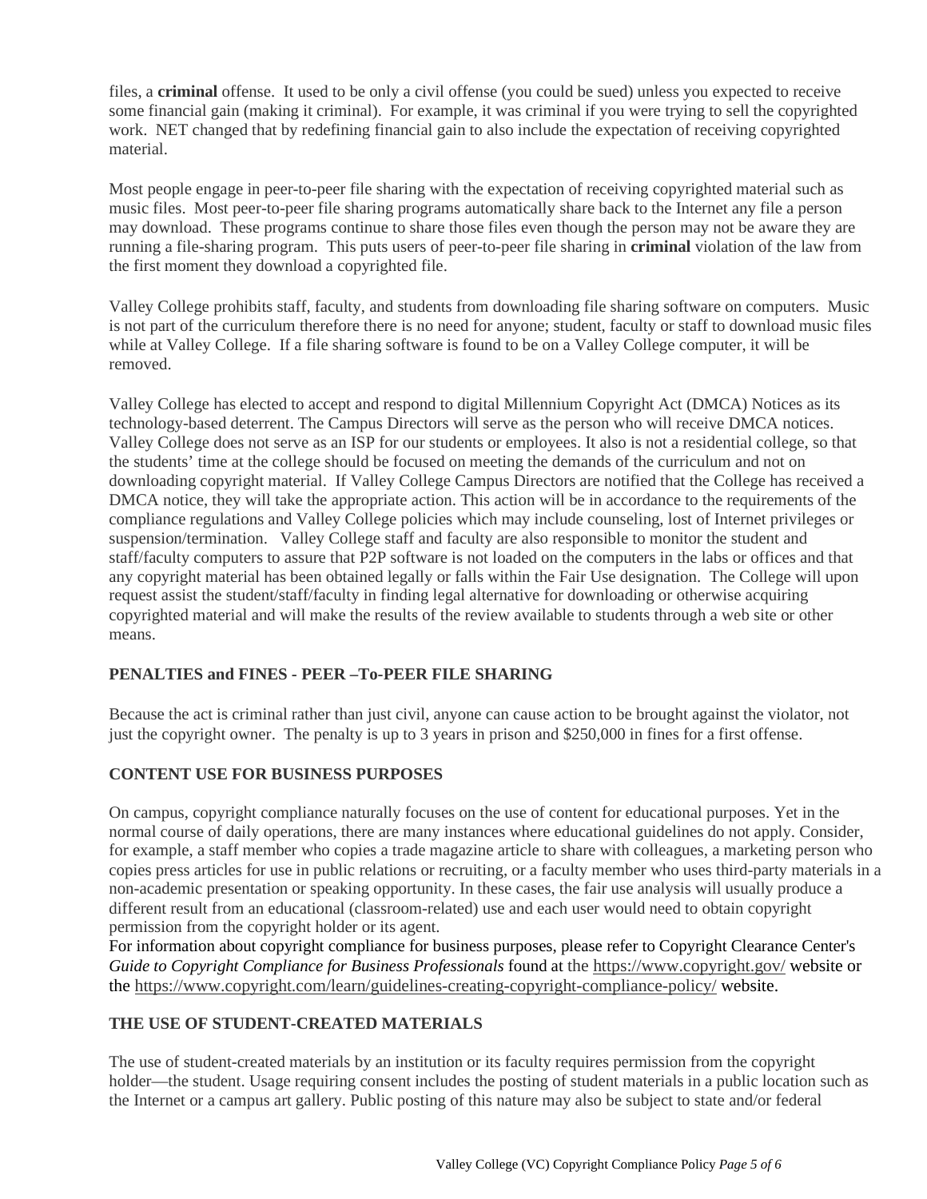files, a **criminal** offense. It used to be only a civil offense (you could be sued) unless you expected to receive some financial gain (making it criminal). For example, it was criminal if you were trying to sell the copyrighted work. NET changed that by redefining financial gain to also include the expectation of receiving copyrighted material.

Most people engage in peer-to-peer file sharing with the expectation of receiving copyrighted material such as music files. Most peer-to-peer file sharing programs automatically share back to the Internet any file a person may download. These programs continue to share those files even though the person may not be aware they are running a file-sharing program. This puts users of peer-to-peer file sharing in **criminal** violation of the law from the first moment they download a copyrighted file.

Valley College prohibits staff, faculty, and students from downloading file sharing software on computers. Music is not part of the curriculum therefore there is no need for anyone; student, faculty or staff to download music files while at Valley College. If a file sharing software is found to be on a Valley College computer, it will be removed.

Valley College has elected to accept and respond to digital Millennium Copyright Act (DMCA) Notices as its technology-based deterrent. The Campus Directors will serve as the person who will receive DMCA notices. Valley College does not serve as an ISP for our students or employees. It also is not a residential college, so that the students' time at the college should be focused on meeting the demands of the curriculum and not on downloading copyright material. If Valley College Campus Directors are notified that the College has received a DMCA notice, they will take the appropriate action. This action will be in accordance to the requirements of the compliance regulations and Valley College policies which may include counseling, lost of Internet privileges or suspension/termination. Valley College staff and faculty are also responsible to monitor the student and staff/faculty computers to assure that P2P software is not loaded on the computers in the labs or offices and that any copyright material has been obtained legally or falls within the Fair Use designation. The College will upon request assist the student/staff/faculty in finding legal alternative for downloading or otherwise acquiring copyrighted material and will make the results of the review available to students through a web site or other means.

**PENALTIES and FINES - PEER –To-PEER FILE SHARING**

Because the act is criminal rather than just civil, anyone can cause action to be brought against the violator, not just the copyright owner. The penalty is up to 3 years in prison and $250,000 in fines for a first offense.

**CONTENT USE FOR BUSINESS PURPOSES**

On campus, copyright compliance naturally focuses on the use of content for educational purposes. Yet in the normal course of daily operations, there are many instances where educational guidelines do not apply. Consider, for example, a staff member who copies a trade magazine article to share with colleagues, a marketing person who copies press articles for use in public relations or recruiting, or a faculty member who uses third-party materials in a non-academic presentation or speaking opportunity. In these cases, the fair use analysis will usually produce a different result from an educational (classroom-related) use and each user would need to obtain copyright permission from the copyright holder or its agent.
For information about copyright compliance for business purposes, please refer to Copyright Clearance Center's *Guide to Copyright Compliance for Business Professionals* found at the https://www.copyright.gov/ website or the https://www.copyright.com/learn/guidelines-creating-copyright-compliance-policy/ website.

**THE USE OF STUDENT-CREATED MATERIALS**

The use of student-created materials by an institution or its faculty requires permission from the copyright holder—the student. Usage requiring consent includes the posting of student materials in a public location such as the Internet or a campus art gallery. Public posting of this nature may also be subject to state and/or federal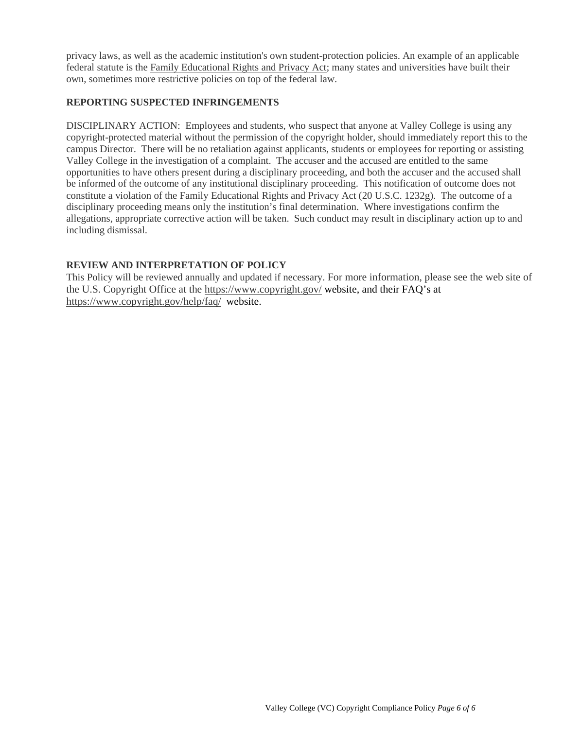privacy laws, as well as the academic institution's own student-protection policies. An example of an applicable federal statute is the Family Educational Rights and Privacy Act; many states and universities have built their own, sometimes more restrictive policies on top of the federal law.

## REPORTING SUSPECTED INFRINGEMENTS

DISCIPLINARY ACTION: Employees and students, who suspect that anyone at Valley College is using any copyright-protected material without the permission of the copyright holder, should immediately report this to the campus Director. There will be no retaliation against applicants, students or employees for reporting or assisting Valley College in the investigation of a complaint. The accuser and the accused are entitled to the same opportunities to have others present during a disciplinary proceeding, and both the accuser and the accused shall be informed of the outcome of any institutional disciplinary proceeding. This notification of outcome does not constitute a violation of the Family Educational Rights and Privacy Act (20 U.S.C. 1232g). The outcome of a disciplinary proceeding means only the institution's final determination. Where investigations confirm the allegations, appropriate corrective action will be taken. Such conduct may result in disciplinary action up to and including dismissal.

## REVIEW AND INTERPRETATION OF POLICY

This Policy will be reviewed annually and updated if necessary. For more information, please see the web site of the U.S. Copyright Office at the https://www.copyright.gov/ website, and their FAQ's at https://www.copyright.gov/help/faq/ website.